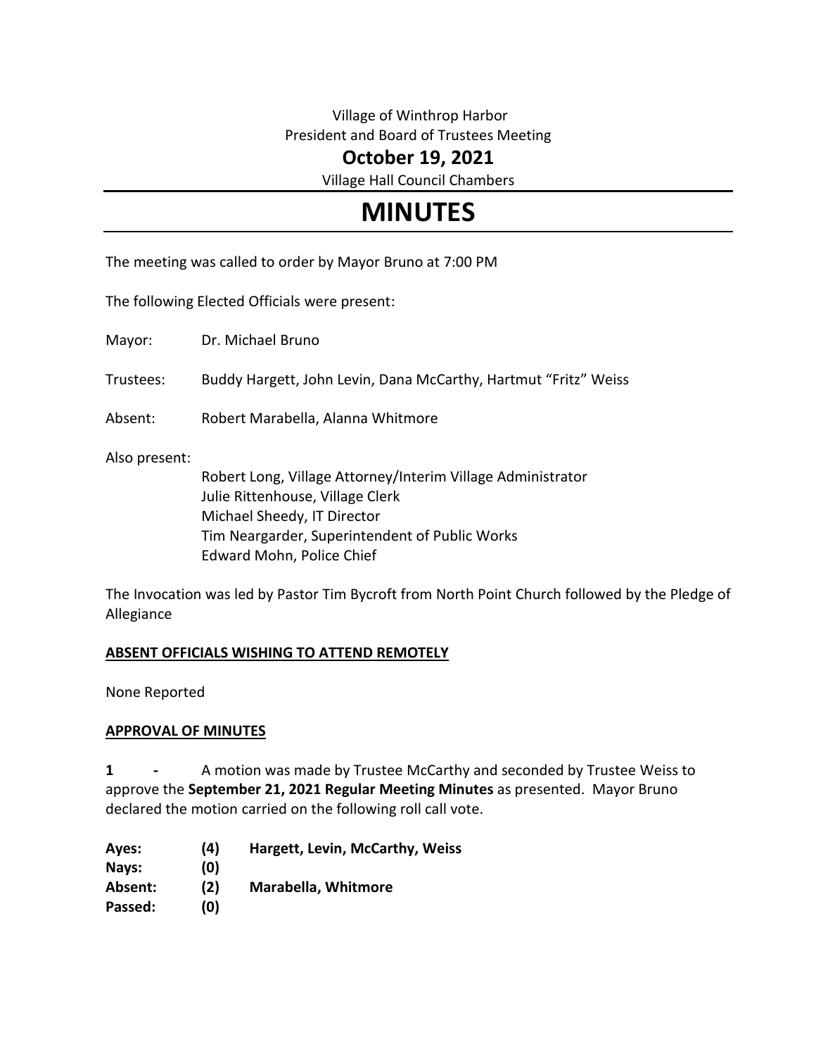Village of Winthrop Harbor
President and Board of Trustees Meeting

**October 19, 2021**

Village Hall Council Chambers

# MINUTES

The meeting was called to order by Mayor Bruno at 7:00 PM

The following Elected Officials were present:

Mayor: Dr. Michael Bruno

Trustees: Buddy Hargett, John Levin, Dana McCarthy, Hartmut "Fritz" Weiss

Absent: Robert Marabella, Alanna Whitmore

Also present:

Robert Long, Village Attorney/Interim Village Administrator
Julie Rittenhouse, Village Clerk
Michael Sheedy, IT Director
Tim Neargarder, Superintendent of Public Works
Edward Mohn, Police Chief

The Invocation was led by Pastor Tim Bycroft from North Point Church followed by the Pledge of Allegiance

**ABSENT OFFICIALS WISHING TO ATTEND REMOTELY**

None Reported

**APPROVAL OF MINUTES**

**1 -** A motion was made by Trustee McCarthy and seconded by Trustee Weiss to approve the **September 21, 2021 Regular Meeting Minutes** as presented. Mayor Bruno declared the motion carried on the following roll call vote.

| | | |
|---|---|---|
| **Ayes:** | **(4)** | **Hargett, Levin, McCarthy, Weiss** |
| **Nays:** | **(0)** | |
| **Absent:** | **(2)** | **Marabella, Whitmore** |
| **Passed:** | **(0)** | |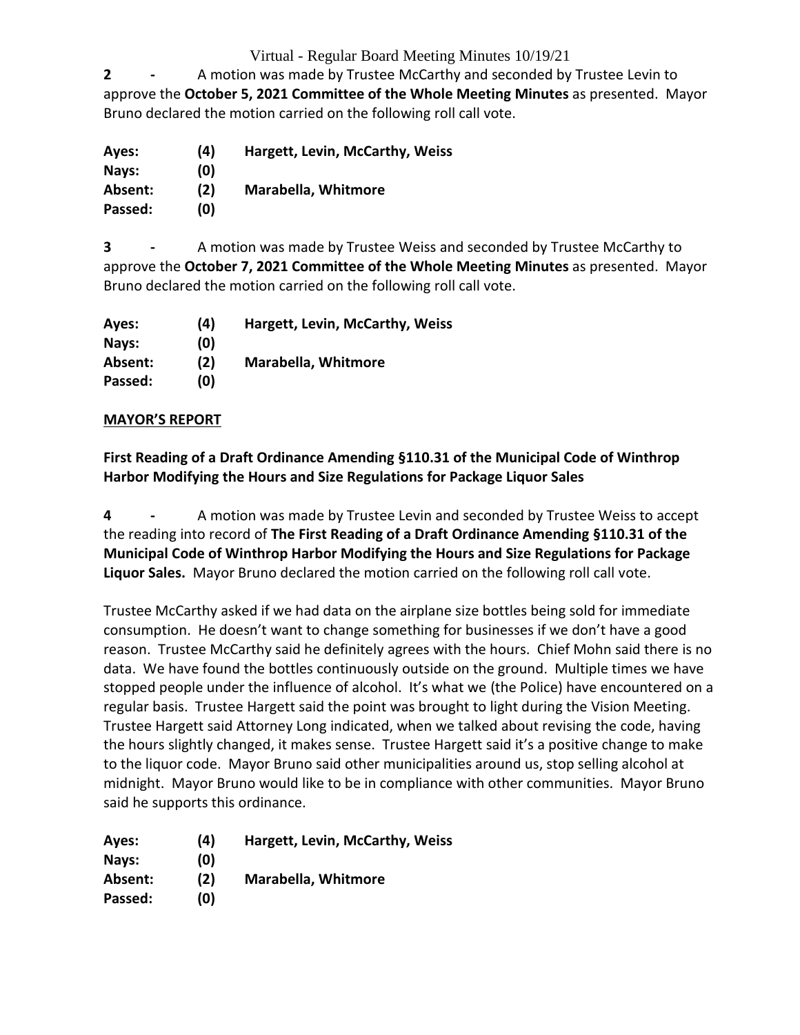**2 -** A motion was made by Trustee McCarthy and seconded by Trustee Levin to approve the **October 5, 2021 Committee of the Whole Meeting Minutes** as presented. Mayor Bruno declared the motion carried on the following roll call vote.

| | | |
|---|---|---|
| **Ayes:** | **(4)** | **Hargett, Levin, McCarthy, Weiss** |
| **Nays:** | **(0)** | |
| **Absent:** | **(2)** | **Marabella, Whitmore** |
| **Passed:** | **(0)** | |

**3 -** A motion was made by Trustee Weiss and seconded by Trustee McCarthy to approve the **October 7, 2021 Committee of the Whole Meeting Minutes** as presented. Mayor Bruno declared the motion carried on the following roll call vote.

| | | |
|---|---|---|
| **Ayes:** | **(4)** | **Hargett, Levin, McCarthy, Weiss** |
| **Nays:** | **(0)** | |
| **Absent:** | **(2)** | **Marabella, Whitmore** |
| **Passed:** | **(0)** | |

## MAYOR'S REPORT

### First Reading of a Draft Ordinance Amending §110.31 of the Municipal Code of Winthrop Harbor Modifying the Hours and Size Regulations for Package Liquor Sales

**4 -** A motion was made by Trustee Levin and seconded by Trustee Weiss to accept the reading into record of **The First Reading of a Draft Ordinance Amending §110.31 of the Municipal Code of Winthrop Harbor Modifying the Hours and Size Regulations for Package Liquor Sales.** Mayor Bruno declared the motion carried on the following roll call vote.

Trustee McCarthy asked if we had data on the airplane size bottles being sold for immediate consumption. He doesn't want to change something for businesses if we don't have a good reason. Trustee McCarthy said he definitely agrees with the hours. Chief Mohn said there is no data. We have found the bottles continuously outside on the ground. Multiple times we have stopped people under the influence of alcohol. It's what we (the Police) have encountered on a regular basis. Trustee Hargett said the point was brought to light during the Vision Meeting. Trustee Hargett said Attorney Long indicated, when we talked about revising the code, having the hours slightly changed, it makes sense. Trustee Hargett said it's a positive change to make to the liquor code. Mayor Bruno said other municipalities around us, stop selling alcohol at midnight. Mayor Bruno would like to be in compliance with other communities. Mayor Bruno said he supports this ordinance.

| | | |
|---|---|---|
| **Ayes:** | **(4)** | **Hargett, Levin, McCarthy, Weiss** |
| **Nays:** | **(0)** | |
| **Absent:** | **(2)** | **Marabella, Whitmore** |
| **Passed:** | **(0)** | |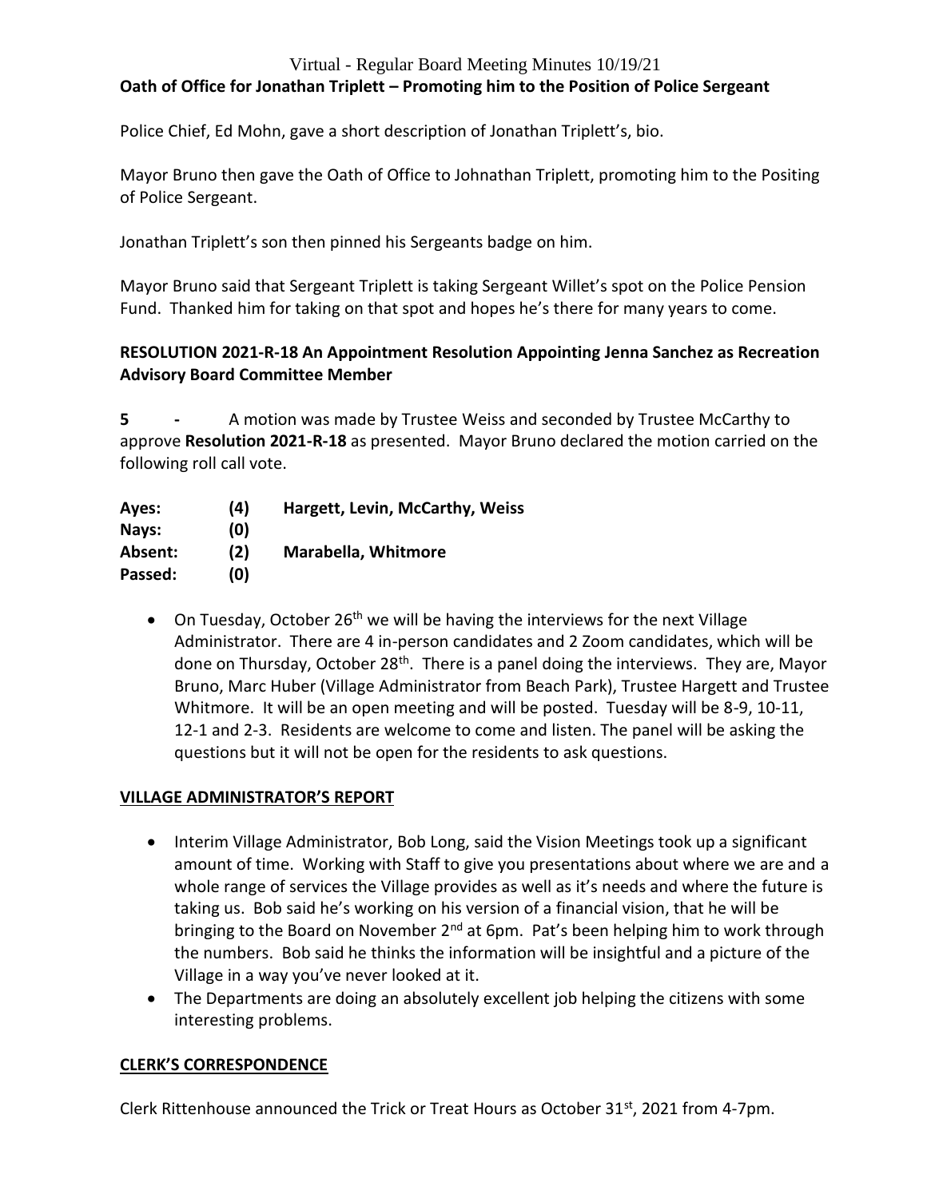**Oath of Office for Jonathan Triplett – Promoting him to the Position of Police Sergeant**

Police Chief, Ed Mohn, gave a short description of Jonathan Triplett's, bio.

Mayor Bruno then gave the Oath of Office to Johnathan Triplett, promoting him to the Positing of Police Sergeant.

Jonathan Triplett's son then pinned his Sergeants badge on him.

Mayor Bruno said that Sergeant Triplett is taking Sergeant Willet's spot on the Police Pension Fund. Thanked him for taking on that spot and hopes he's there for many years to come.

**RESOLUTION 2021-R-18 An Appointment Resolution Appointing Jenna Sanchez as Recreation Advisory Board Committee Member**

**5 -** A motion was made by Trustee Weiss and seconded by Trustee McCarthy to approve **Resolution 2021-R-18** as presented. Mayor Bruno declared the motion carried on the following roll call vote.

| | | |
|---|---|---|
| **Ayes:** | **(4)** | **Hargett, Levin, McCarthy, Weiss** |
| **Nays:** | **(0)** | |
| **Absent:** | **(2)** | **Marabella, Whitmore** |
| **Passed:** | **(0)** | |

- On Tuesday, October 26th we will be having the interviews for the next Village Administrator. There are 4 in-person candidates and 2 Zoom candidates, which will be done on Thursday, October 28th. There is a panel doing the interviews. They are, Mayor Bruno, Marc Huber (Village Administrator from Beach Park), Trustee Hargett and Trustee Whitmore. It will be an open meeting and will be posted. Tuesday will be 8-9, 10-11, 12-1 and 2-3. Residents are welcome to come and listen. The panel will be asking the questions but it will not be open for the residents to ask questions.

## VILLAGE ADMINISTRATOR'S REPORT

- Interim Village Administrator, Bob Long, said the Vision Meetings took up a significant amount of time. Working with Staff to give you presentations about where we are and a whole range of services the Village provides as well as it's needs and where the future is taking us. Bob said he's working on his version of a financial vision, that he will be bringing to the Board on November 2nd at 6pm. Pat's been helping him to work through the numbers. Bob said he thinks the information will be insightful and a picture of the Village in a way you've never looked at it.
- The Departments are doing an absolutely excellent job helping the citizens with some interesting problems.

## CLERK'S CORRESPONDENCE

Clerk Rittenhouse announced the Trick or Treat Hours as October 31st, 2021 from 4-7pm.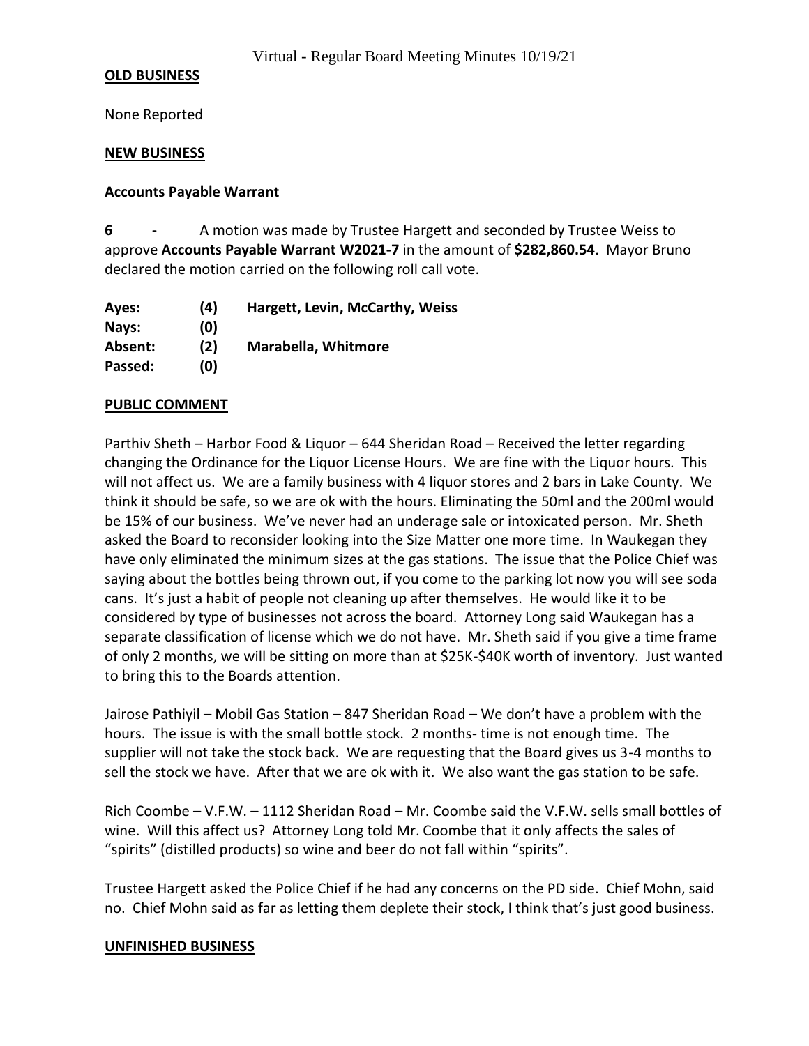**OLD BUSINESS**

None Reported

**NEW BUSINESS**

**Accounts Payable Warrant**

**6 -** A motion was made by Trustee Hargett and seconded by Trustee Weiss to approve **Accounts Payable Warrant W2021-7** in the amount of **$282,860.54**. Mayor Bruno declared the motion carried on the following roll call vote.

| | | |
|---|---|---|
| **Ayes:** | **(4)** | **Hargett, Levin, McCarthy, Weiss** |
| **Nays:** | **(0)** | |
| **Absent:** | **(2)** | **Marabella, Whitmore** |
| **Passed:** | **(0)** | |

**PUBLIC COMMENT**

Parthiv Sheth – Harbor Food & Liquor – 644 Sheridan Road – Received the letter regarding changing the Ordinance for the Liquor License Hours. We are fine with the Liquor hours. This will not affect us. We are a family business with 4 liquor stores and 2 bars in Lake County. We think it should be safe, so we are ok with the hours. Eliminating the 50ml and the 200ml would be 15% of our business. We've never had an underage sale or intoxicated person. Mr. Sheth asked the Board to reconsider looking into the Size Matter one more time. In Waukegan they have only eliminated the minimum sizes at the gas stations. The issue that the Police Chief was saying about the bottles being thrown out, if you come to the parking lot now you will see soda cans. It's just a habit of people not cleaning up after themselves. He would like it to be considered by type of businesses not across the board. Attorney Long said Waukegan has a separate classification of license which we do not have. Mr. Sheth said if you give a time frame of only 2 months, we will be sitting on more than at $25K-$40K worth of inventory. Just wanted to bring this to the Boards attention.

Jairose Pathiyil – Mobil Gas Station – 847 Sheridan Road – We don't have a problem with the hours. The issue is with the small bottle stock. 2 months- time is not enough time. The supplier will not take the stock back. We are requesting that the Board gives us 3-4 months to sell the stock we have. After that we are ok with it. We also want the gas station to be safe.

Rich Coombe – V.F.W. – 1112 Sheridan Road – Mr. Coombe said the V.F.W. sells small bottles of wine. Will this affect us? Attorney Long told Mr. Coombe that it only affects the sales of "spirits" (distilled products) so wine and beer do not fall within "spirits".

Trustee Hargett asked the Police Chief if he had any concerns on the PD side. Chief Mohn, said no. Chief Mohn said as far as letting them deplete their stock, I think that's just good business.

**UNFINISHED BUSINESS**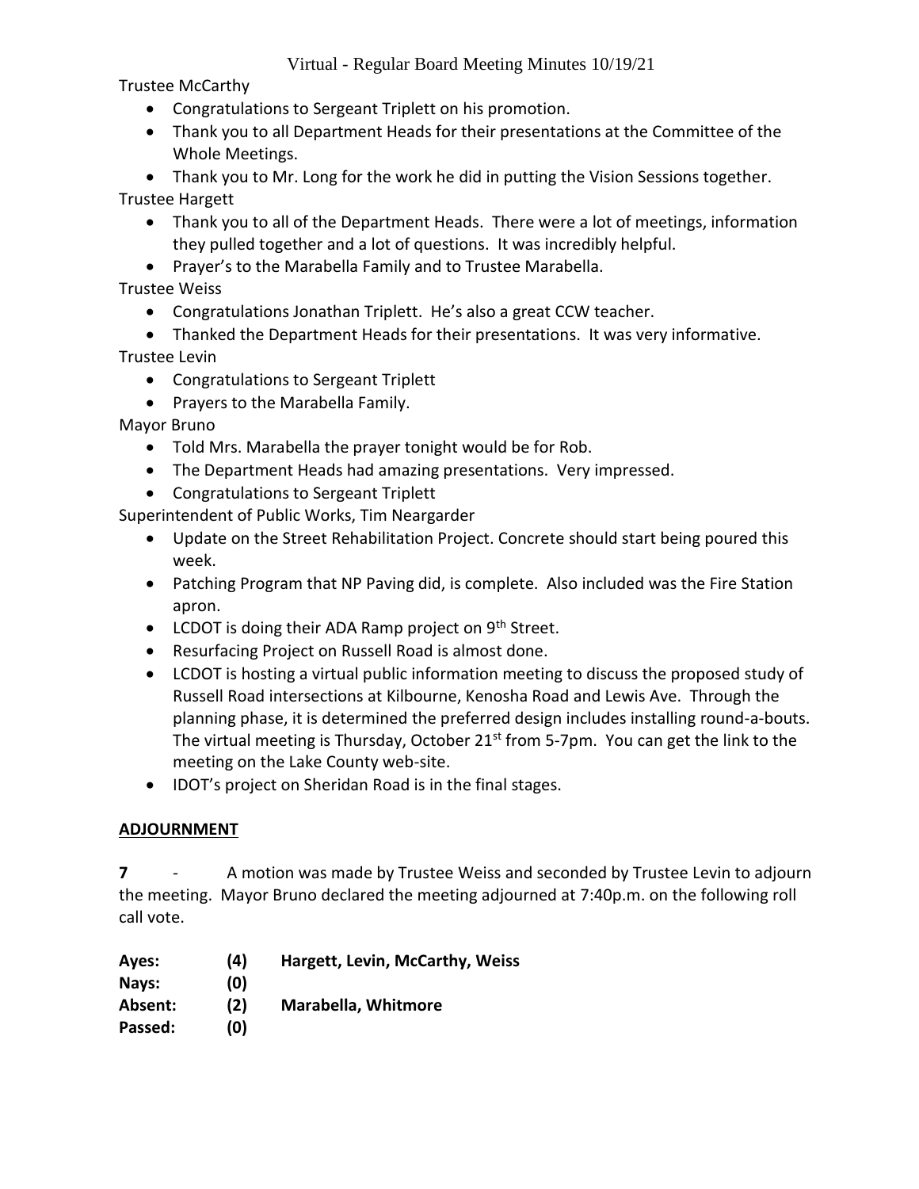Trustee McCarthy

- Congratulations to Sergeant Triplett on his promotion.
- Thank you to all Department Heads for their presentations at the Committee of the Whole Meetings.
- Thank you to Mr. Long for the work he did in putting the Vision Sessions together.

Trustee Hargett

- Thank you to all of the Department Heads. There were a lot of meetings, information they pulled together and a lot of questions. It was incredibly helpful.
- Prayer's to the Marabella Family and to Trustee Marabella.

Trustee Weiss

- Congratulations Jonathan Triplett. He's also a great CCW teacher.
- Thanked the Department Heads for their presentations. It was very informative.

Trustee Levin

- Congratulations to Sergeant Triplett
- Prayers to the Marabella Family.

Mayor Bruno

- Told Mrs. Marabella the prayer tonight would be for Rob.
- The Department Heads had amazing presentations. Very impressed.
- Congratulations to Sergeant Triplett

Superintendent of Public Works, Tim Neargarder

- Update on the Street Rehabilitation Project. Concrete should start being poured this week.
- Patching Program that NP Paving did, is complete. Also included was the Fire Station apron.
- LCDOT is doing their ADA Ramp project on 9th Street.
- Resurfacing Project on Russell Road is almost done.
- LCDOT is hosting a virtual public information meeting to discuss the proposed study of Russell Road intersections at Kilbourne, Kenosha Road and Lewis Ave. Through the planning phase, it is determined the preferred design includes installing round-a-bouts. The virtual meeting is Thursday, October 21st from 5-7pm. You can get the link to the meeting on the Lake County web-site.
- IDOT's project on Sheridan Road is in the final stages.

## ADJOURNMENT

**7** - A motion was made by Trustee Weiss and seconded by Trustee Levin to adjourn the meeting. Mayor Bruno declared the meeting adjourned at 7:40p.m. on the following roll call vote.

| | | |
|---|---|---|
| **Ayes:** | **(4)** | **Hargett, Levin, McCarthy, Weiss** |
| **Nays:** | **(0)** | |
| **Absent:** | **(2)** | **Marabella, Whitmore** |
| **Passed:** | **(0)** | |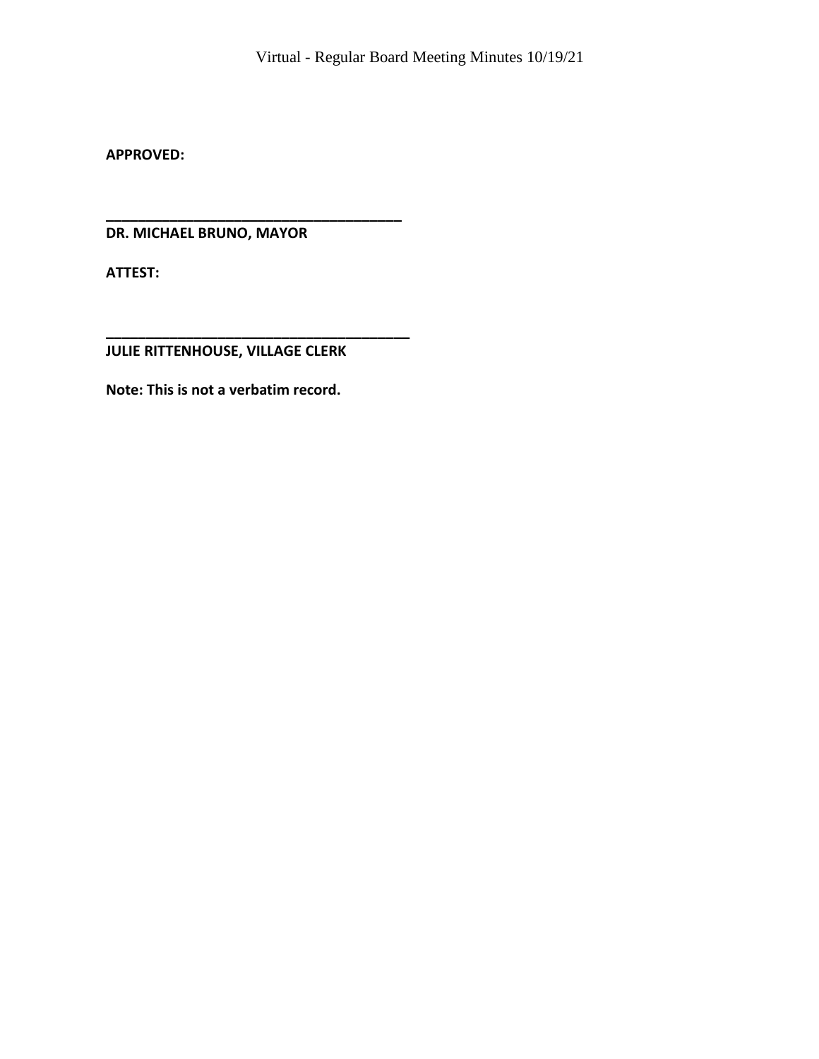**APPROVED:**

**\_\_\_\_\_\_\_\_\_\_\_\_\_\_\_\_\_\_\_\_\_\_\_\_\_\_\_\_\_\_\_\_\_\_\_\_\_\_\_**
**DR. MICHAEL BRUNO, MAYOR**

**ATTEST:**

**\_\_\_\_\_\_\_\_\_\_\_\_\_\_\_\_\_\_\_\_\_\_\_\_\_\_\_\_\_\_\_\_\_\_\_\_\_\_\_**
**JULIE RITTENHOUSE, VILLAGE CLERK**

**Note: This is not a verbatim record.**